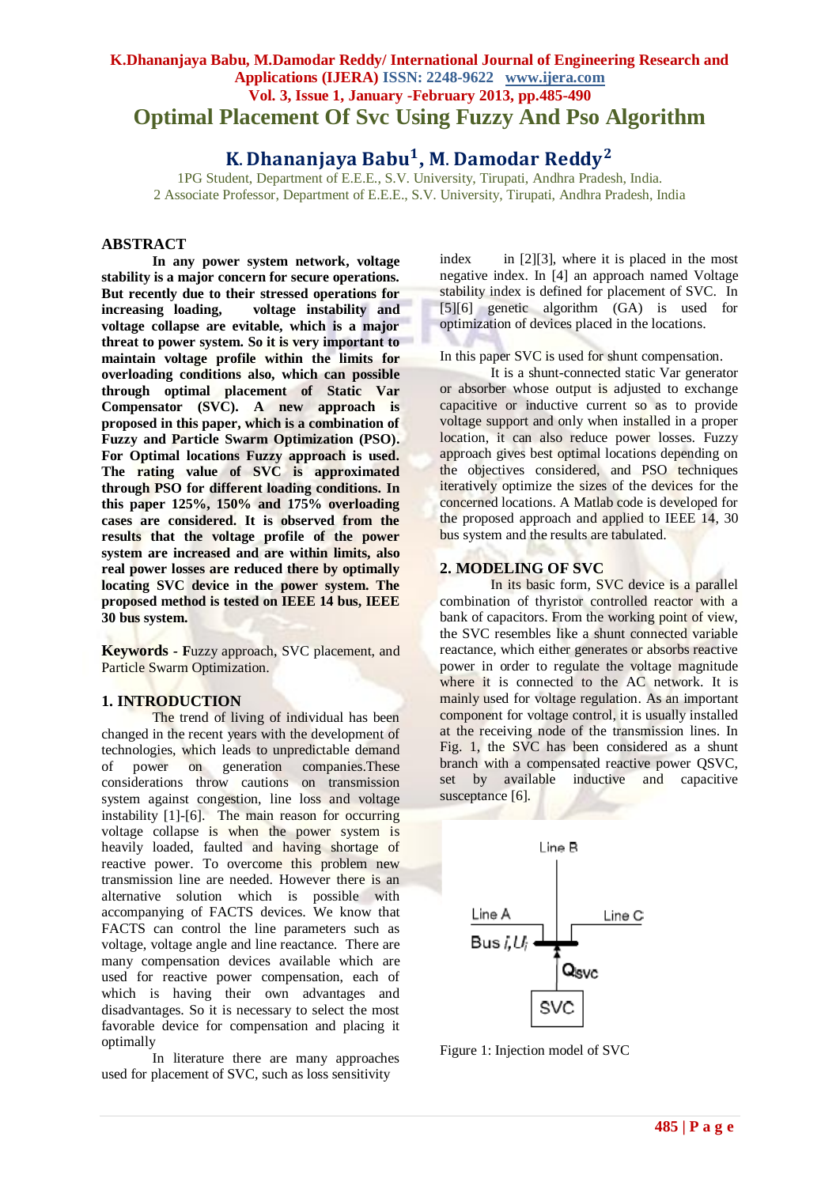# Optimal Placement Of Svc Using Fuzzy And Pso Algorithm

## K. Dhananjaya Babu[1], M. Damodar Reddy[2]

1PG Student, Department of E.E.E., S.V. University, Tirupati, Andhra Pradesh, India.
2 Associate Professor, Department of E.E.E., S.V. University, Tirupati, Andhra Pradesh, India

### ABSTRACT

**In any power system network, voltage stability is a major concern for secure operations. But recently due to their stressed operations for increasing loading, voltage instability and voltage collapse are evitable, which is a major threat to power system. So it is very important to maintain voltage profile within the limits for overloading conditions also, which can possible through optimal placement of Static Var Compensator (SVC). A new approach is proposed in this paper, which is a combination of Fuzzy and Particle Swarm Optimization (PSO). For Optimal locations Fuzzy approach is used. The rating value of SVC is approximated through PSO for different loading conditions. In this paper 125%, 150% and 175% overloading cases are considered. It is observed from the results that the voltage profile of the power system are increased and are within limits, also real power losses are reduced there by optimally locating SVC device in the power system. The proposed method is tested on IEEE 14 bus, IEEE 30 bus system.**

**Keywords** - Fuzzy approach, SVC placement, and Particle Swarm Optimization.

### 1. INTRODUCTION

The trend of living of individual has been changed in the recent years with the development of technologies, which leads to unpredictable demand of power on generation companies.These considerations throw cautions on transmission system against congestion, line loss and voltage instability [1]-[6]. The main reason for occurring voltage collapse is when the power system is heavily loaded, faulted and having shortage of reactive power. To overcome this problem new transmission line are needed. However there is an alternative solution which is possible with accompanying of FACTS devices. We know that FACTS can control the line parameters such as voltage, voltage angle and line reactance. There are many compensation devices available which are used for reactive power compensation, each of which is having their own advantages and disadvantages. So it is necessary to select the most favorable device for compensation and placing it optimally

In literature there are many approaches used for placement of SVC, such as loss sensitivity index in [2][3], where it is placed in the most negative index. In [4] an approach named Voltage stability index is defined for placement of SVC. In [5][6] genetic algorithm (GA) is used for optimization of devices placed in the locations.

In this paper SVC is used for shunt compensation.

It is a shunt-connected static Var generator or absorber whose output is adjusted to exchange capacitive or inductive current so as to provide voltage support and only when installed in a proper location, it can also reduce power losses. Fuzzy approach gives best optimal locations depending on the objectives considered, and PSO techniques iteratively optimize the sizes of the devices for the concerned locations. A Matlab code is developed for the proposed approach and applied to IEEE 14, 30 bus system and the results are tabulated.

### 2. MODELING OF SVC

In its basic form, SVC device is a parallel combination of thyristor controlled reactor with a bank of capacitors. From the working point of view, the SVC resembles like a shunt connected variable reactance, which either generates or absorbs reactive power in order to regulate the voltage magnitude where it is connected to the AC network. It is mainly used for voltage regulation. As an important component for voltage control, it is usually installed at the receiving node of the transmission lines. In Fig. 1, the SVC has been considered as a shunt branch with a compensated reactive power QSVC, set by available inductive and capacitive susceptance [6].

Figure 1: Injection model of SVC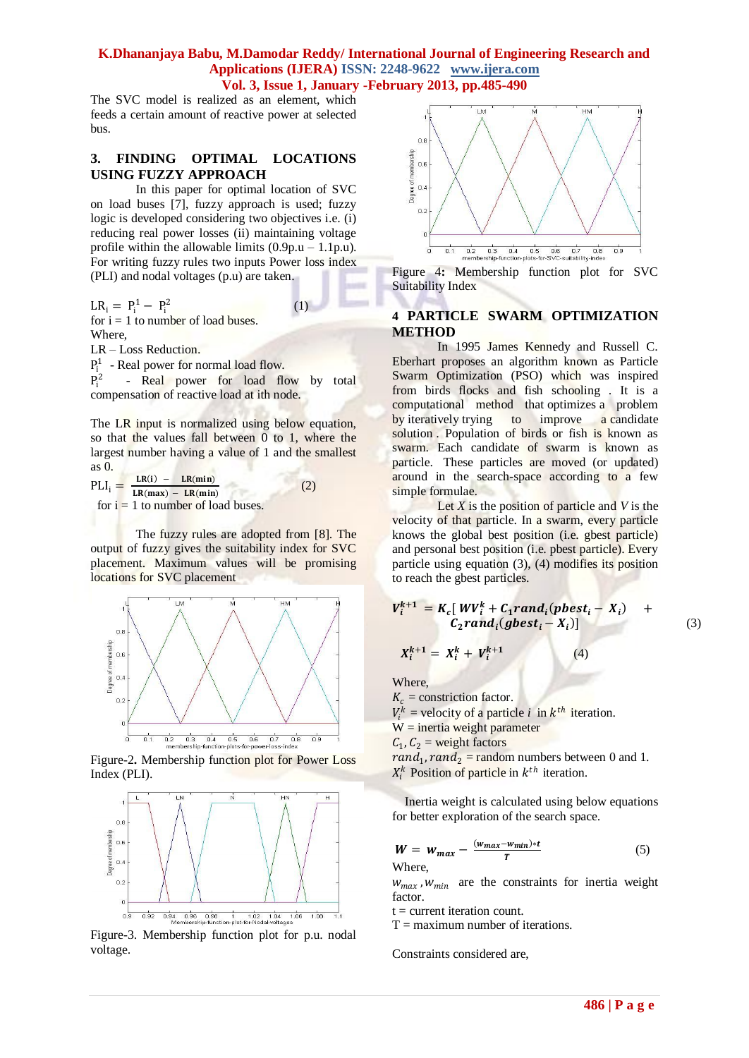The SVC model is realized as an element, which feeds a certain amount of reactive power at selected bus.

## 3. FINDING OPTIMAL LOCATIONS USING FUZZY APPROACH

In this paper for optimal location of SVC on load buses [7], fuzzy approach is used; fuzzy logic is developed considering two objectives i.e. (i) reducing real power losses (ii) maintaining voltage profile within the allowable limits (0.9p.u – 1.1p.u). For writing fuzzy rules two inputs Power loss index (PLI) and nodal voltages (p.u) are taken.

$$LR_i = P_i^1 - P_i^2 \quad (1)$$

for i = 1 to number of load buses.

Where,

LR – Loss Reduction.

$P_i^1$ - Real power for normal load flow.

$P_i^2$ - Real power for load flow by total compensation of reactive load at ith node.

The LR input is normalized using below equation, so that the values fall between 0 to 1, where the largest number having a value of 1 and the smallest as 0.

$$PLI_i = \frac{LR(i) - LR(min)}{LR(max) - LR(min)} \quad (2)$$

for i = 1 to number of load buses.

The fuzzy rules are adopted from [8]. The output of fuzzy gives the suitability index for SVC placement. Maximum values will be promising locations for SVC placement

Figure-2. Membership function plot for Power Loss Index (PLI).

Figure-3. Membership function plot for p.u. nodal voltage.

Figure 4: Membership function plot for SVC Suitability Index

## 4 PARTICLE SWARM OPTIMIZATION METHOD

In 1995 James Kennedy and Russell C. Eberhart proposes an algorithm known as Particle Swarm Optimization (PSO) which was inspired from birds flocks and fish schooling . It is a computational method that optimizes a problem by iteratively trying to improve a candidate solution . Population of birds or fish is known as swarm. Each candidate of swarm is known as particle. These particles are moved (or updated) around in the search-space according to a few simple formulae.

Let *X* is the position of particle and *V* is the velocity of that particle. In a swarm, every particle knows the global best position (i.e. gbest particle) and personal best position (i.e. pbest particle). Every particle using equation (3), (4) modifies its position to reach the gbest particles.

$$V_i^{k+1} = K_c[\,WV_i^k + C_1 rand_i(pbest_i - X_i) + C_2 rand_i(gbest_i - X_i)] \quad (3)$$

$$X_i^{k+1} = X_i^k + V_i^{k+1} \quad (4)$$

Where,

$K_c$ = constriction factor.

$V_i^k$ = velocity of a particle $i$ in $k^{th}$ iteration.

W = inertia weight parameter

$C_1, C_2$ = weight factors

$rand_1, rand_2$ = random numbers between 0 and 1.

$X_i^k$ Position of particle in $k^{th}$ iteration.

Inertia weight is calculated using below equations for better exploration of the search space.

$$W = w_{max} - \frac{(w_{max} - w_{min}) * t}{T} \quad (5)$$

Where,

$w_{max}, w_{min}$ are the constraints for inertia weight factor.

t = current iteration count.

T = maximum number of iterations.

Constraints considered are,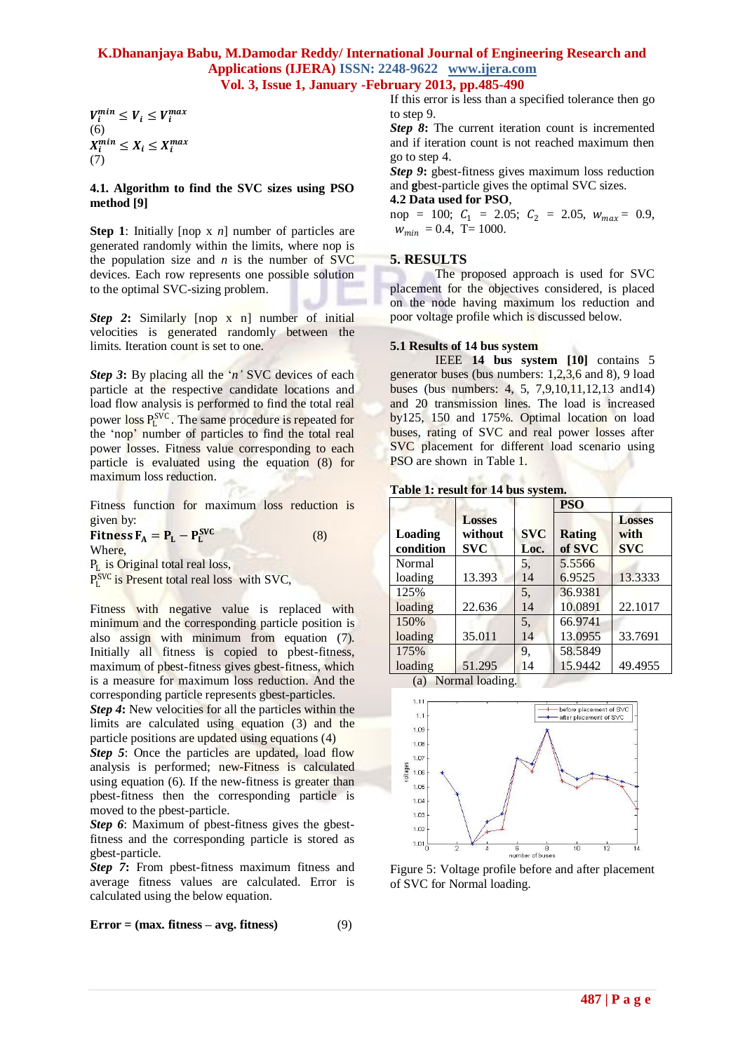$V_i^{min} \leq V_i \leq V_i^{max}$
(6)
$X_i^{min} \leq X_i \leq X_i^{max}$
(7)

### 4.1. Algorithm to find the SVC sizes using PSO method [9]

**Step 1**: Initially [nop x *n*] number of particles are generated randomly within the limits, where nop is the population size and *n* is the number of SVC devices. Each row represents one possible solution to the optimal SVC-sizing problem.

***Step 2*****:** Similarly [nop x n] number of initial velocities is generated randomly between the limits. Iteration count is set to one.

***Step 3*****:** By placing all the '*n'* SVC devices of each particle at the respective candidate locations and load flow analysis is performed to find the total real power loss $P_L^{SVC}$. The same procedure is repeated for the 'nop' number of particles to find the total real power losses. Fitness value corresponding to each particle is evaluated using the equation (8) for maximum loss reduction.

Fitness function for maximum loss reduction is given by:

$$\textbf{Fitness } F_A = P_L - P_L^{SVC} \qquad (8)$$

Where,
$P_L$ is Original total real loss,
$P_L^{SVC}$ is Present total real loss with SVC,

Fitness with negative value is replaced with minimum and the corresponding particle position is also assign with minimum from equation (7). Initially all fitness is copied to pbest-fitness, maximum of pbest-fitness gives gbest-fitness, which is a measure for maximum loss reduction. And the corresponding particle represents gbest-particles.

***Step 4*****:** New velocities for all the particles within the limits are calculated using equation (3) and the particle positions are updated using equations (4)

***Step 5***: Once the particles are updated, load flow analysis is performed; new-Fitness is calculated using equation (6). If the new-fitness is greater than pbest-fitness then the corresponding particle is moved to the pbest-particle.

***Step 6***: Maximum of pbest-fitness gives the gbest-fitness and the corresponding particle is stored as gbest-particle.

***Step 7*****:** From pbest-fitness maximum fitness and average fitness values are calculated. Error is calculated using the below equation.

$$\textbf{Error = (max. fitness – avg. fitness)} \qquad (9)$$

If this error is less than a specified tolerance then go to step 9.

***Step 8*****:** The current iteration count is incremented and if iteration count is not reached maximum then go to step 4.

***Step 9*****:** gbest-fitness gives maximum loss reduction and **g**best-particle gives the optimal SVC sizes.

### 4.2 Data used for PSO,

nop = 100; $C_1$ = 2.05; $C_2$ = 2.05, $w_{max}$ = 0.9, $w_{min}$ = 0.4, T= 1000.

## 5. RESULTS

The proposed approach is used for SVC placement for the objectives considered, is placed on the node having maximum los reduction and poor voltage profile which is discussed below.

### 5.1 Results of 14 bus system

IEEE **14 bus system [10]** contains 5 generator buses (bus numbers: 1,2,3,6 and 8), 9 load buses (bus numbers: 4, 5, 7,9,10,11,12,13 and14) and 20 transmission lines. The load is increased by125, 150 and 175%. Optimal location on load buses, rating of SVC and real power losses after SVC placement for different load scenario using PSO are shown in Table 1.

**Table 1: result for 14 bus system.**

| Loading condition | Losses without SVC | PSO | | |
|---|---|---|---|---|
| | | **SVC Loc.** | **Rating of SVC** | **Losses with SVC** |
| Normal loading | 13.393 | 5, 14 | 5.5566 6.9525 | 13.3333 |
| 125% loading | 22.636 | 5, 14 | 36.9381 10.0891 | 22.1017 |
| 150% loading | 35.011 | 5, 14 | 66.9741 13.0955 | 33.7691 |
| 175% loading | 51.295 | 9, 14 | 58.5849 15.9442 | 49.4955 |

(a) Normal loading.

Figure 5: Voltage profile before and after placement of SVC for Normal loading.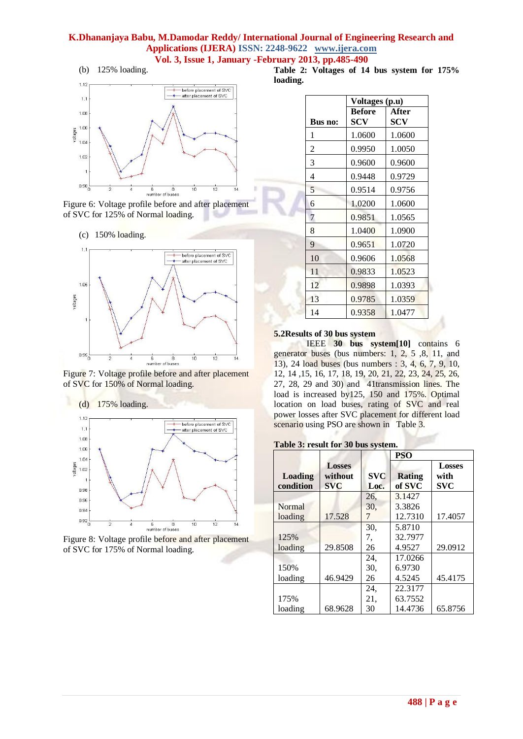(b) 125% loading.

Figure 6: Voltage profile before and after placement of SVC for 125% of Normal loading.

(c) 150% loading.

Figure 7: Voltage profile before and after placement of SVC for 150% of Normal loading.

(d) 175% loading.

Figure 8: Voltage profile before and after placement of SVC for 175% of Normal loading.

**Table 2: Voltages of 14 bus system for 175% loading.**

| Bus no: | Voltages (p.u) Before SCV | After SCV |
|---|---|---|
| 1 | 1.0600 | 1.0600 |
| 2 | 0.9950 | 1.0050 |
| 3 | 0.9600 | 0.9600 |
| 4 | 0.9448 | 0.9729 |
| 5 | 0.9514 | 0.9756 |
| 6 | 1.0200 | 1.0600 |
| 7 | 0.9851 | 1.0565 |
| 8 | 1.0400 | 1.0900 |
| 9 | 0.9651 | 1.0720 |
| 10 | 0.9606 | 1.0568 |
| 11 | 0.9833 | 1.0523 |
| 12 | 0.9898 | 1.0393 |
| 13 | 0.9785 | 1.0359 |
| 14 | 0.9358 | 1.0477 |

### 5.2Results of 30 bus system

IEEE **30 bus system[10]** contains 6 generator buses (bus numbers: 1, 2, 5 ,8, 11, and 13), 24 load buses (bus numbers : 3, 4, 6, 7, 9, 10, 12, 14 ,15, 16, 17, 18, 19, 20, 21, 22, 23, 24, 25, 26, 27, 28, 29 and 30) and 41transmission lines. The load is increased by125, 150 and 175%. Optimal location on load buses, rating of SVC and real power losses after SVC placement for different load scenario using PSO are shown in Table 3.

**Table 3: result for 30 bus system.**

| Loading condition | Losses without SVC | PSO SVC Loc. | Rating of SVC | Losses with SVC |
|---|---|---|---|---|
| Normal loading | 17.528 | 26, 30, 7 | 3.1427 3.3826 12.7310 | 17.4057 |
| 125% loading | 29.8508 | 30, 7, 26 | 5.8710 32.7977 4.9527 | 29.0912 |
| 150% loading | 46.9429 | 24, 30, 26 | 17.0266 6.9730 4.5245 | 45.4175 |
| 175% loading | 68.9628 | 24, 21, 30 | 22.3177 63.7552 14.4736 | 65.8756 |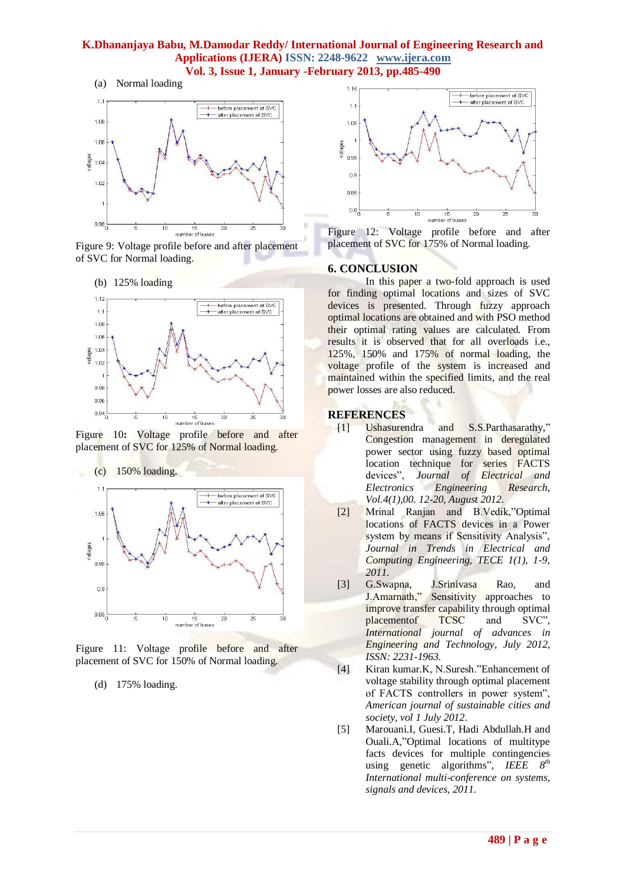(a) Normal loading

Figure 9: Voltage profile before and after placement of SVC for Normal loading.

(b) 125% loading

Figure 10: Voltage profile before and after placement of SVC for 125% of Normal loading.

(c) 150% loading.

Figure 11: Voltage profile before and after placement of SVC for 150% of Normal loading.

(d) 175% loading.

Figure 12: Voltage profile before and after placement of SVC for 175% of Normal loading.

## 6. CONCLUSION

In this paper a two-fold approach is used for finding optimal locations and sizes of SVC devices is presented. Through fuzzy approach optimal locations are obtained and with PSO method their optimal rating values are calculated. From results it is observed that for all overloads i.e., 125%, 150% and 175% of normal loading, the voltage profile of the system is increased and maintained within the specified limits, and the real power losses are also reduced.

## REFERENCES

[1] Ushasurendra and S.S.Parthasarathy," Congestion management in deregulated power sector using fuzzy based optimal location technique for series FACTS devices", *Journal of Electrical and Electronics Engineering Research, Vol.4(1),00. 12-20, August 2012.*

[2] Mrinal Ranjan and B.Vedik,"Optimal locations of FACTS devices in a Power system by means if Sensitivity Analysis", *Journal in Trends in Electrical and Computing Engineering, TECE 1(1), 1-9, 2011.*

[3] G.Swapna, J.Srinivasa Rao, and J.Amarnath," Sensitivity approaches to improve transfer capability through optimal placementof TCSC and SVC", *International journal of advances in Engineering and Technology, July 2012, ISSN: 2231-1963.*

[4] Kiran kumar.K, N.Suresh."Enhancement of voltage stability through optimal placement of FACTS controllers in power system", *American journal of sustainable cities and society, vol 1 July 2012.*

[5] Marouani.I, Guesi.T, Hadi Abdullah.H and Ouali.A,"Optimal locations of multitype facts devices for multiple contingencies using genetic algorithms", *IEEE 8th International multi-conference on systems, signals and devices, 2011.*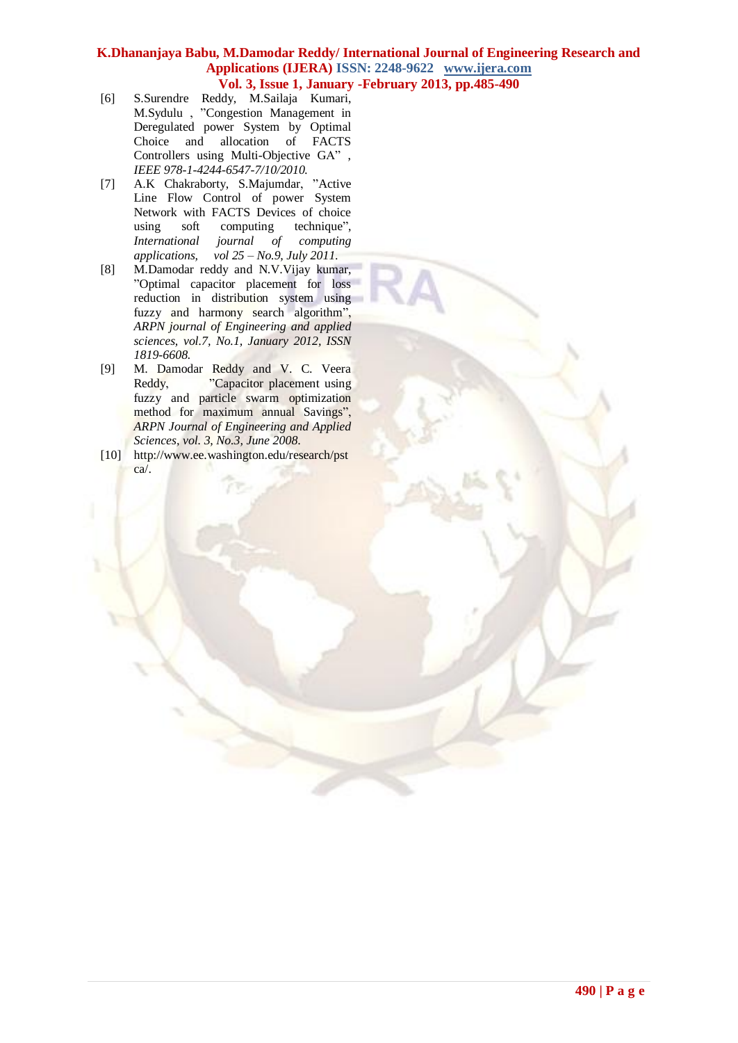[6] S.Surendre Reddy, M.Sailaja Kumari, M.Sydulu , "Congestion Management in Deregulated power System by Optimal Choice and allocation of FACTS Controllers using Multi-Objective GA" , *IEEE 978-1-4244-6547-7/10/2010.*

[7] A.K Chakraborty, S.Majumdar, "Active Line Flow Control of power System Network with FACTS Devices of choice using soft computing technique", *International journal of computing applications, vol 25 – No.9, July 2011.*

[8] M.Damodar reddy and N.V.Vijay kumar, "Optimal capacitor placement for loss reduction in distribution system using fuzzy and harmony search algorithm", *ARPN journal of Engineering and applied sciences, vol.7, No.1, January 2012, ISSN 1819-6608.*

[9] M. Damodar Reddy and V. C. Veera Reddy, "Capacitor placement using fuzzy and particle swarm optimization method for maximum annual Savings", *ARPN Journal of Engineering and Applied Sciences, vol. 3, No.3, June 2008.*

[10] http://www.ee.washington.edu/research/pstca/.